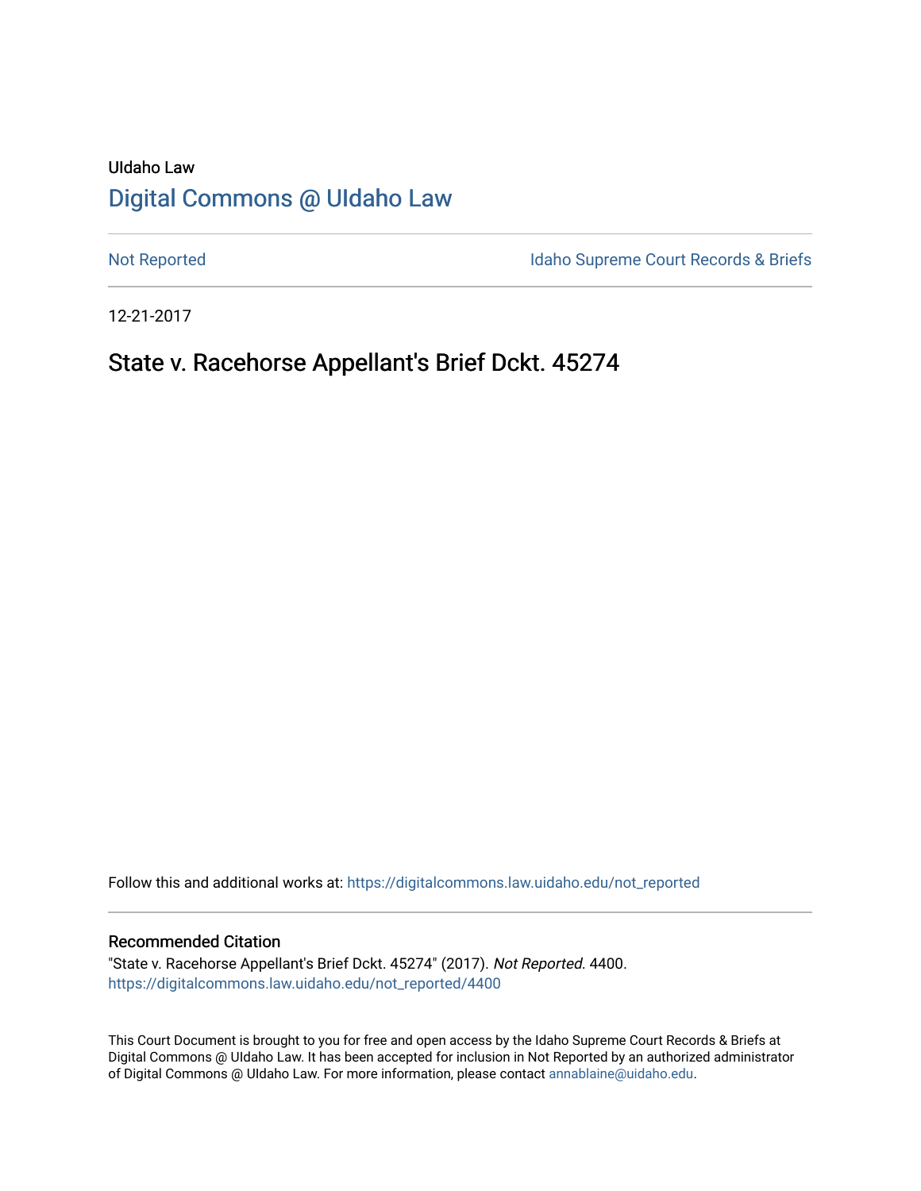UIdaho Law

# Digital Commons @ UIdaho Law

Not Reported

Idaho Supreme Court Records & Briefs

12-21-2017

## State v. Racehorse Appellant's Brief Dckt. 45274

Follow this and additional works at: https://digitalcommons.law.uidaho.edu/not_reported

### Recommended Citation

"State v. Racehorse Appellant's Brief Dckt. 45274" (2017). *Not Reported*. 4400.
https://digitalcommons.law.uidaho.edu/not_reported/4400

This Court Document is brought to you for free and open access by the Idaho Supreme Court Records & Briefs at Digital Commons @ UIdaho Law. It has been accepted for inclusion in Not Reported by an authorized administrator of Digital Commons @ UIdaho Law. For more information, please contact annablaine@uidaho.edu.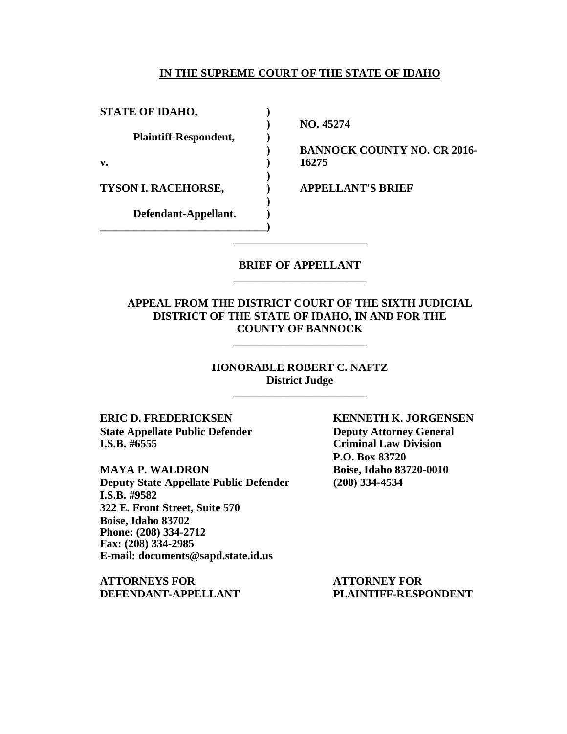**IN THE SUPREME COURT OF THE STATE OF IDAHO**

| | | |
|---|---|---|
| **STATE OF IDAHO,** | **)** | |
| | **)** | **NO. 45274** |
| **Plaintiff-Respondent,** | **)** | |
| | **)** | **BANNOCK COUNTY NO. CR 2016-** |
| **v.** | **)** | **16275** |
| | **)** | |
| **TYSON I. RACEHORSE,** | **)** | **APPELLANT'S BRIEF** |
| | **)** | |
| **Defendant-Appellant.** | **)** | |
| | **)** | |

---

**BRIEF OF APPELLANT**

---

**APPEAL FROM THE DISTRICT COURT OF THE SIXTH JUDICIAL DISTRICT OF THE STATE OF IDAHO, IN AND FOR THE COUNTY OF BANNOCK**

---

**HONORABLE ROBERT C. NAFTZ**
**District Judge**

---

**ERIC D. FREDERICKSEN**
**State Appellate Public Defender**
**I.S.B. #6555**

**MAYA P. WALDRON**
**Deputy State Appellate Public Defender**
**I.S.B. #9582**
**322 E. Front Street, Suite 570**
**Boise, Idaho 83702**
**Phone: (208) 334-2712**
**Fax: (208) 334-2985**
**E-mail: documents@sapd.state.id.us**

**ATTORNEYS FOR**
**DEFENDANT-APPELLANT**

**KENNETH K. JORGENSEN**
**Deputy Attorney General**
**Criminal Law Division**
**P.O. Box 83720**
**Boise, Idaho 83720-0010**
**(208) 334-4534**

**ATTORNEY FOR**
**PLAINTIFF-RESPONDENT**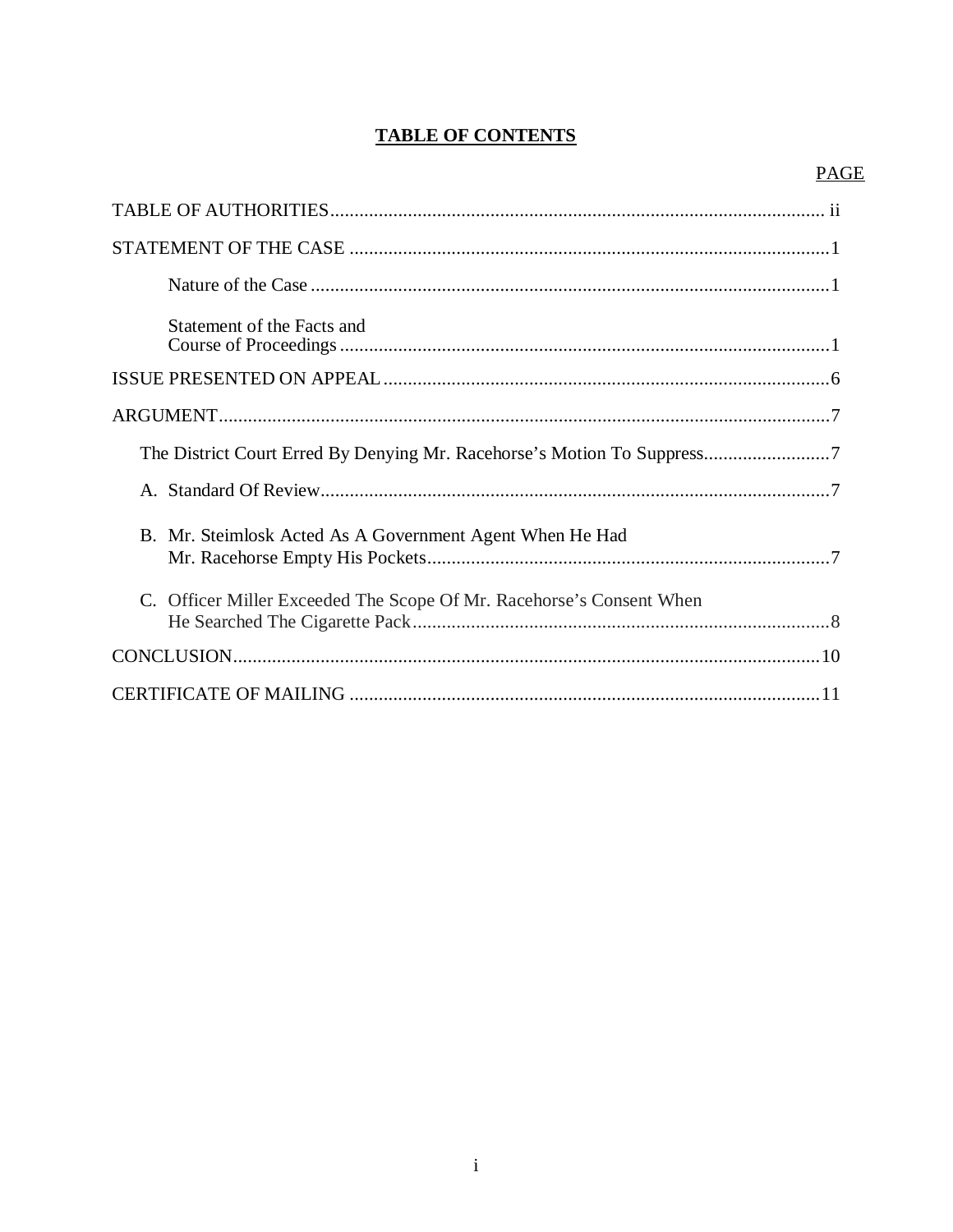## TABLE OF CONTENTS

| | PAGE |
|---|---|
| TABLE OF AUTHORITIES | ii |
| STATEMENT OF THE CASE | 1 |
| Nature of the Case | 1 |
| Statement of the Facts and Course of Proceedings | 1 |
| ISSUE PRESENTED ON APPEAL | 6 |
| ARGUMENT | 7 |
| The District Court Erred By Denying Mr. Racehorse's Motion To Suppress | 7 |
| A. Standard Of Review | 7 |
| B. Mr. Steimlosk Acted As A Government Agent When He Had Mr. Racehorse Empty His Pockets | 7 |
| C. Officer Miller Exceeded The Scope Of Mr. Racehorse's Consent When He Searched The Cigarette Pack | 8 |
| CONCLUSION | 10 |
| CERTIFICATE OF MAILING | 11 |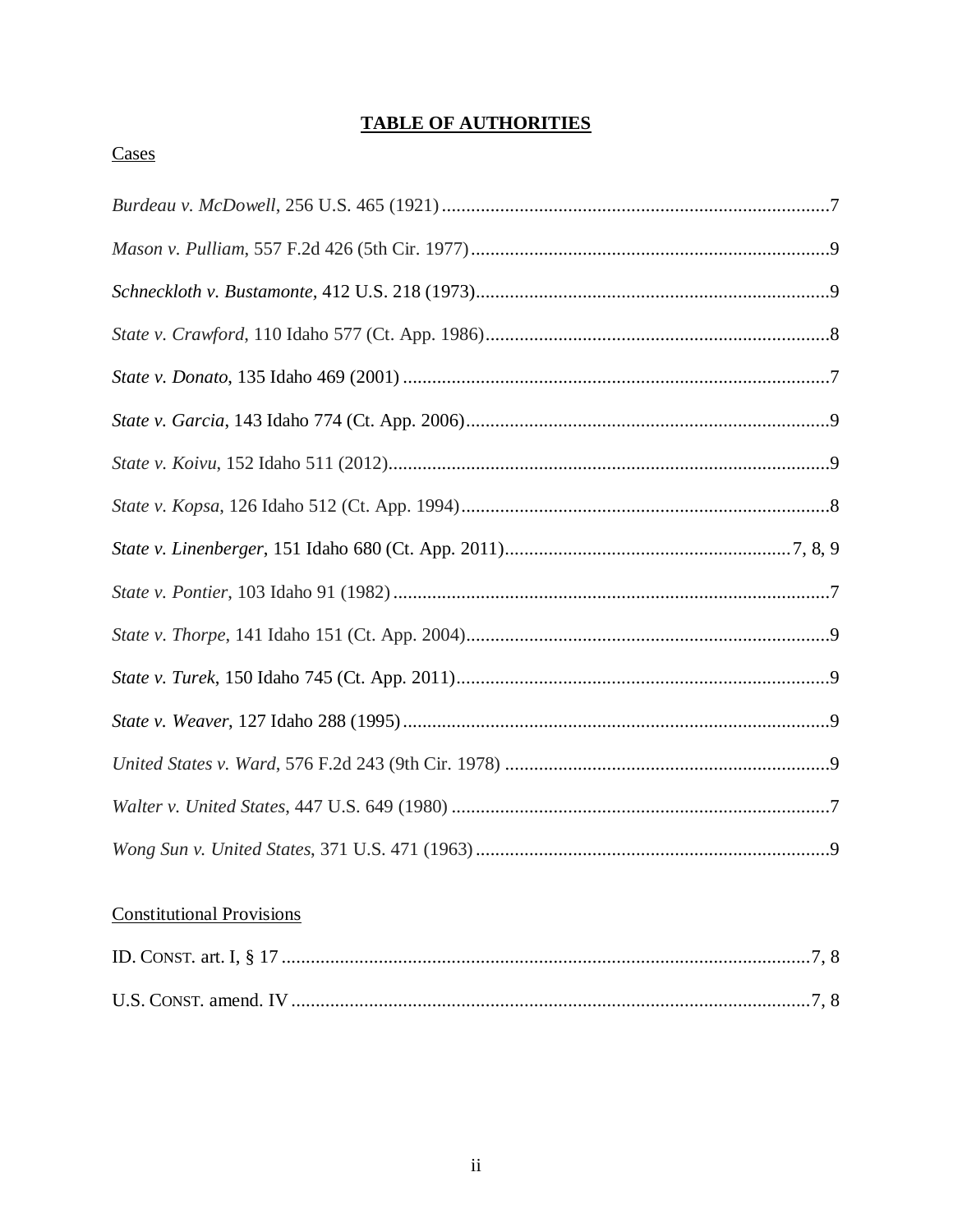# **TABLE OF AUTHORITIES**

Cases

*Burdeau v. McDowell*, 256 U.S. 465 (1921) ................................................................................7

*Mason v. Pulliam*, 557 F.2d 426 (5th Cir. 1977) ..........................................................................9

*Schneckloth v. Bustamonte*, 412 U.S. 218 (1973) .........................................................................9

*State v. Crawford*, 110 Idaho 577 (Ct. App. 1986) .......................................................................8

*State v. Donato*, 135 Idaho 469 (2001) ........................................................................................7

*State v. Garcia*, 143 Idaho 774 (Ct. App. 2006) ...........................................................................9

*State v. Koivu*, 152 Idaho 511 (2012) ...........................................................................................9

*State v. Kopsa*, 126 Idaho 512 (Ct. App. 1994) ............................................................................8

*State v. Linenberger*, 151 Idaho 680 (Ct. App. 2011) ...........................................................7, 8, 9

*State v. Pontier*, 103 Idaho 91 (1982) ..........................................................................................7

*State v. Thorpe*, 141 Idaho 151 (Ct. App. 2004) ...........................................................................9

*State v. Turek*, 150 Idaho 745 (Ct. App. 2011) .............................................................................9

*State v. Weaver*, 127 Idaho 288 (1995) ........................................................................................9

*United States v. Ward*, 576 F.2d 243 (9th Cir. 1978) ...................................................................9

*Walter v. United States*, 447 U.S. 649 (1980) ..............................................................................7

*Wong Sun v. United States*, 371 U.S. 471 (1963) .........................................................................9

Constitutional Provisions

ID. CONST. art. I, § 17 .............................................................................................................7, 8

U.S. CONST. amend. IV ...........................................................................................................7, 8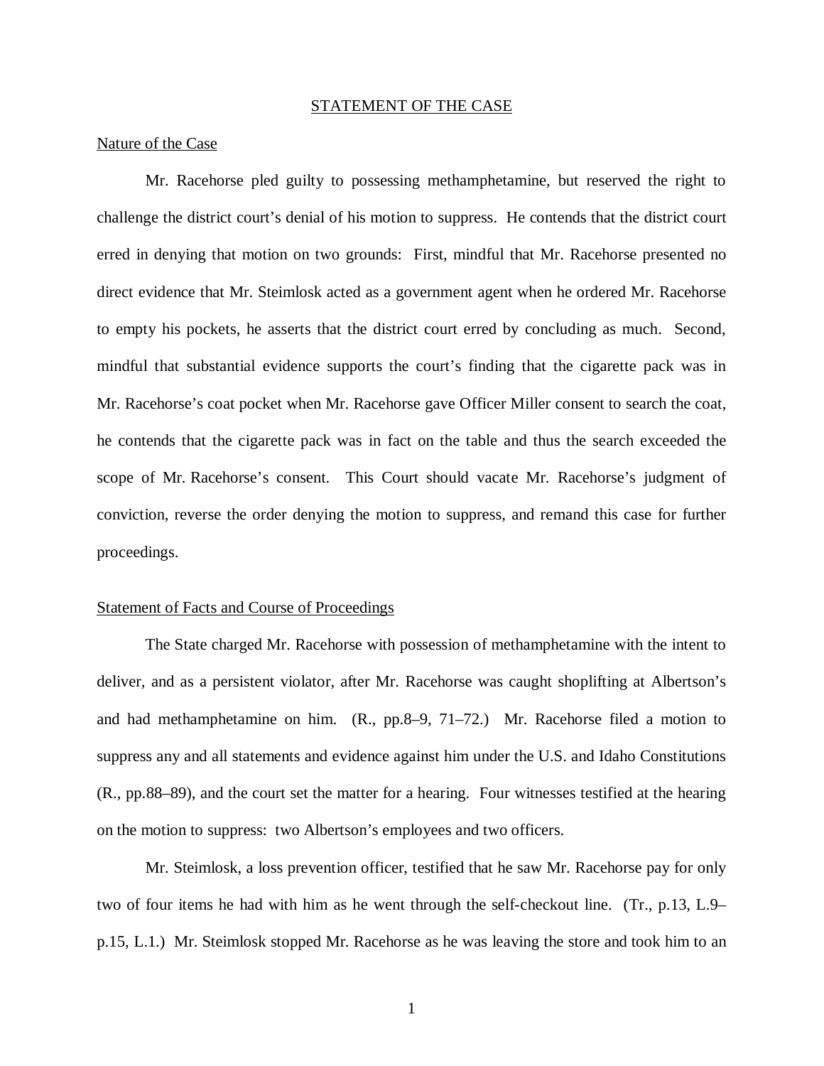## STATEMENT OF THE CASE

### Nature of the Case

Mr. Racehorse pled guilty to possessing methamphetamine, but reserved the right to challenge the district court's denial of his motion to suppress. He contends that the district court erred in denying that motion on two grounds: First, mindful that Mr. Racehorse presented no direct evidence that Mr. Steimlosk acted as a government agent when he ordered Mr. Racehorse to empty his pockets, he asserts that the district court erred by concluding as much. Second, mindful that substantial evidence supports the court's finding that the cigarette pack was in Mr. Racehorse's coat pocket when Mr. Racehorse gave Officer Miller consent to search the coat, he contends that the cigarette pack was in fact on the table and thus the search exceeded the scope of Mr. Racehorse's consent. This Court should vacate Mr. Racehorse's judgment of conviction, reverse the order denying the motion to suppress, and remand this case for further proceedings.

### Statement of Facts and Course of Proceedings

The State charged Mr. Racehorse with possession of methamphetamine with the intent to deliver, and as a persistent violator, after Mr. Racehorse was caught shoplifting at Albertson's and had methamphetamine on him. (R., pp.8–9, 71–72.) Mr. Racehorse filed a motion to suppress any and all statements and evidence against him under the U.S. and Idaho Constitutions (R., pp.88–89), and the court set the matter for a hearing. Four witnesses testified at the hearing on the motion to suppress: two Albertson's employees and two officers.

Mr. Steimlosk, a loss prevention officer, testified that he saw Mr. Racehorse pay for only two of four items he had with him as he went through the self-checkout line. (Tr., p.13, L.9–p.15, L.1.) Mr. Steimlosk stopped Mr. Racehorse as he was leaving the store and took him to an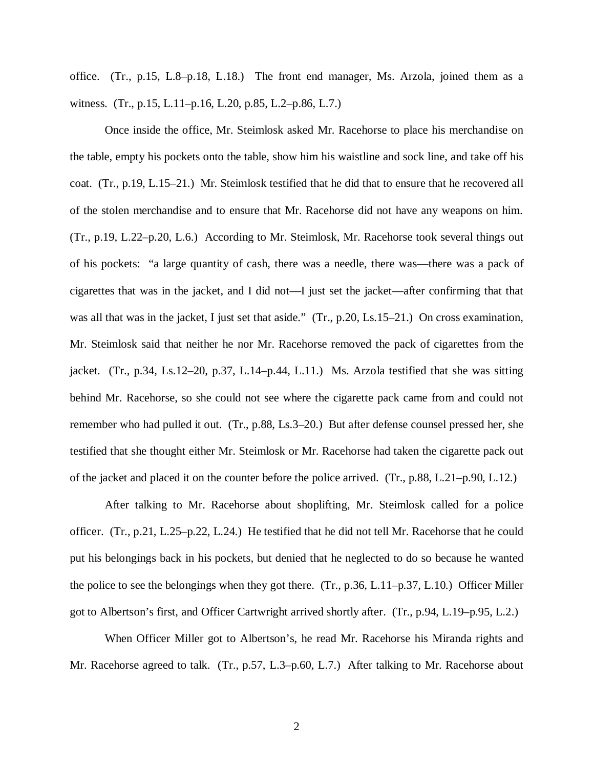office. (Tr., p.15, L.8–p.18, L.18.) The front end manager, Ms. Arzola, joined them as a witness. (Tr., p.15, L.11–p.16, L.20, p.85, L.2–p.86, L.7.)

Once inside the office, Mr. Steimlosk asked Mr. Racehorse to place his merchandise on the table, empty his pockets onto the table, show him his waistline and sock line, and take off his coat. (Tr., p.19, L.15–21.) Mr. Steimlosk testified that he did that to ensure that he recovered all of the stolen merchandise and to ensure that Mr. Racehorse did not have any weapons on him. (Tr., p.19, L.22–p.20, L.6.) According to Mr. Steimlosk, Mr. Racehorse took several things out of his pockets: "a large quantity of cash, there was a needle, there was—there was a pack of cigarettes that was in the jacket, and I did not—I just set the jacket—after confirming that that was all that was in the jacket, I just set that aside." (Tr., p.20, Ls.15–21.) On cross examination, Mr. Steimlosk said that neither he nor Mr. Racehorse removed the pack of cigarettes from the jacket. (Tr., p.34, Ls.12–20, p.37, L.14–p.44, L.11.) Ms. Arzola testified that she was sitting behind Mr. Racehorse, so she could not see where the cigarette pack came from and could not remember who had pulled it out. (Tr., p.88, Ls.3–20.) But after defense counsel pressed her, she testified that she thought either Mr. Steimlosk or Mr. Racehorse had taken the cigarette pack out of the jacket and placed it on the counter before the police arrived. (Tr., p.88, L.21–p.90, L.12.)

After talking to Mr. Racehorse about shoplifting, Mr. Steimlosk called for a police officer. (Tr., p.21, L.25–p.22, L.24.) He testified that he did not tell Mr. Racehorse that he could put his belongings back in his pockets, but denied that he neglected to do so because he wanted the police to see the belongings when they got there. (Tr., p.36, L.11–p.37, L.10.) Officer Miller got to Albertson's first, and Officer Cartwright arrived shortly after. (Tr., p.94, L.19–p.95, L.2.)

When Officer Miller got to Albertson's, he read Mr. Racehorse his Miranda rights and Mr. Racehorse agreed to talk. (Tr., p.57, L.3–p.60, L.7.) After talking to Mr. Racehorse about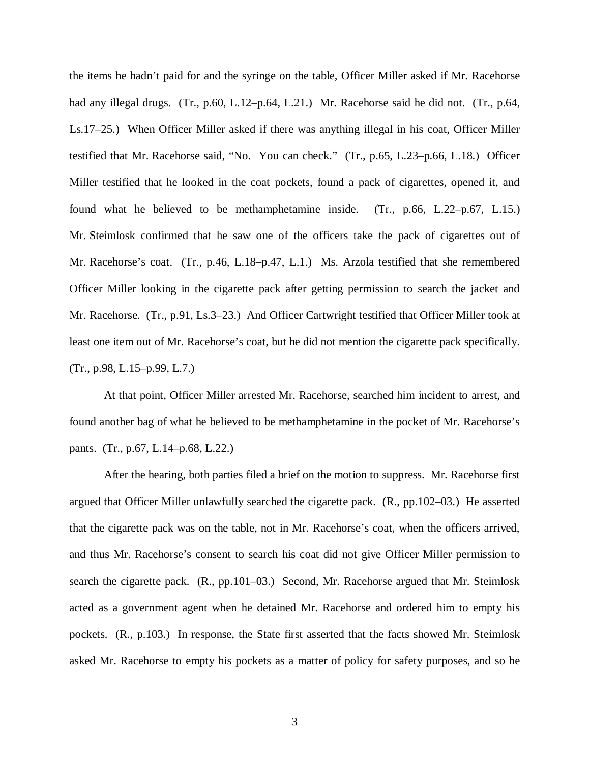the items he hadn't paid for and the syringe on the table, Officer Miller asked if Mr. Racehorse had any illegal drugs. (Tr., p.60, L.12–p.64, L.21.) Mr. Racehorse said he did not. (Tr., p.64, Ls.17–25.) When Officer Miller asked if there was anything illegal in his coat, Officer Miller testified that Mr. Racehorse said, "No. You can check." (Tr., p.65, L.23–p.66, L.18.) Officer Miller testified that he looked in the coat pockets, found a pack of cigarettes, opened it, and found what he believed to be methamphetamine inside. (Tr., p.66, L.22–p.67, L.15.) Mr. Steimlosk confirmed that he saw one of the officers take the pack of cigarettes out of Mr. Racehorse's coat. (Tr., p.46, L.18–p.47, L.1.) Ms. Arzola testified that she remembered Officer Miller looking in the cigarette pack after getting permission to search the jacket and Mr. Racehorse. (Tr., p.91, Ls.3–23.) And Officer Cartwright testified that Officer Miller took at least one item out of Mr. Racehorse's coat, but he did not mention the cigarette pack specifically. (Tr., p.98, L.15–p.99, L.7.)

At that point, Officer Miller arrested Mr. Racehorse, searched him incident to arrest, and found another bag of what he believed to be methamphetamine in the pocket of Mr. Racehorse's pants. (Tr., p.67, L.14–p.68, L.22.)

After the hearing, both parties filed a brief on the motion to suppress. Mr. Racehorse first argued that Officer Miller unlawfully searched the cigarette pack. (R., pp.102–03.) He asserted that the cigarette pack was on the table, not in Mr. Racehorse's coat, when the officers arrived, and thus Mr. Racehorse's consent to search his coat did not give Officer Miller permission to search the cigarette pack. (R., pp.101–03.) Second, Mr. Racehorse argued that Mr. Steimlosk acted as a government agent when he detained Mr. Racehorse and ordered him to empty his pockets. (R., p.103.) In response, the State first asserted that the facts showed Mr. Steimlosk asked Mr. Racehorse to empty his pockets as a matter of policy for safety purposes, and so he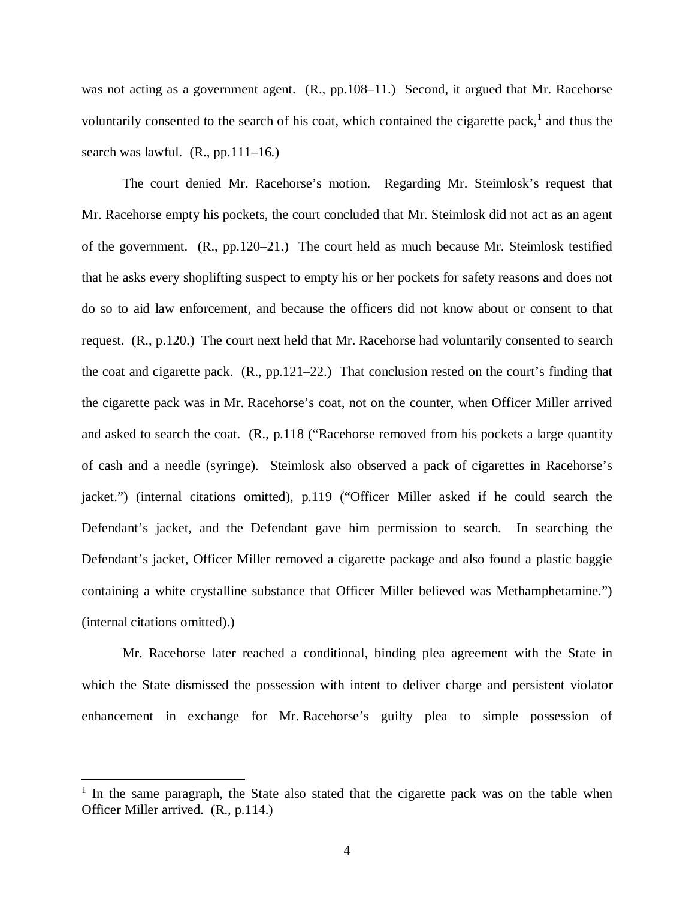was not acting as a government agent. (R., pp.108–11.) Second, it argued that Mr. Racehorse voluntarily consented to the search of his coat, which contained the cigarette pack,[1] and thus the search was lawful. (R., pp.111–16.)

The court denied Mr. Racehorse's motion. Regarding Mr. Steimlosk's request that Mr. Racehorse empty his pockets, the court concluded that Mr. Steimlosk did not act as an agent of the government. (R., pp.120–21.) The court held as much because Mr. Steimlosk testified that he asks every shoplifting suspect to empty his or her pockets for safety reasons and does not do so to aid law enforcement, and because the officers did not know about or consent to that request. (R., p.120.) The court next held that Mr. Racehorse had voluntarily consented to search the coat and cigarette pack. (R., pp.121–22.) That conclusion rested on the court's finding that the cigarette pack was in Mr. Racehorse's coat, not on the counter, when Officer Miller arrived and asked to search the coat. (R., p.118 ("Racehorse removed from his pockets a large quantity of cash and a needle (syringe). Steimlosk also observed a pack of cigarettes in Racehorse's jacket.") (internal citations omitted), p.119 ("Officer Miller asked if he could search the Defendant's jacket, and the Defendant gave him permission to search. In searching the Defendant's jacket, Officer Miller removed a cigarette package and also found a plastic baggie containing a white crystalline substance that Officer Miller believed was Methamphetamine.") (internal citations omitted).)

Mr. Racehorse later reached a conditional, binding plea agreement with the State in which the State dismissed the possession with intent to deliver charge and persistent violator enhancement in exchange for Mr. Racehorse's guilty plea to simple possession of

---

[1] In the same paragraph, the State also stated that the cigarette pack was on the table when Officer Miller arrived. (R., p.114.)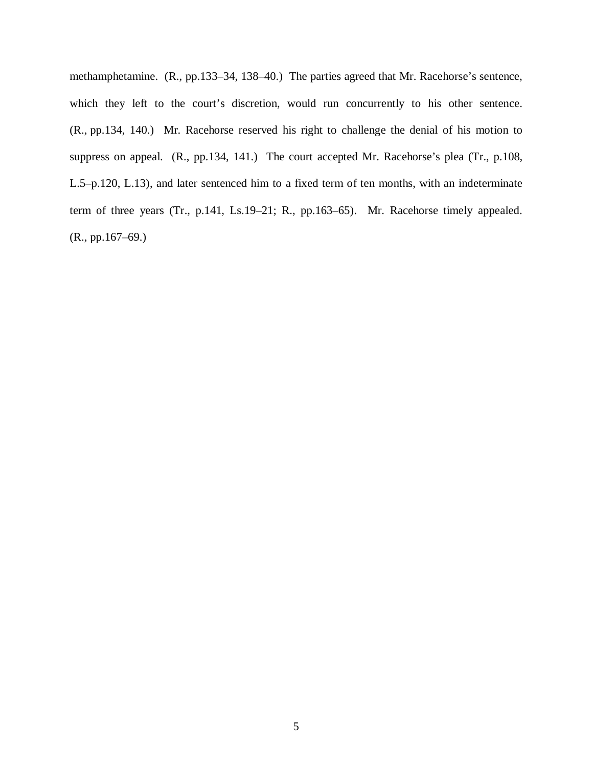methamphetamine. (R., pp.133–34, 138–40.) The parties agreed that Mr. Racehorse's sentence, which they left to the court's discretion, would run concurrently to his other sentence. (R., pp.134, 140.) Mr. Racehorse reserved his right to challenge the denial of his motion to suppress on appeal. (R., pp.134, 141.) The court accepted Mr. Racehorse's plea (Tr., p.108, L.5–p.120, L.13), and later sentenced him to a fixed term of ten months, with an indeterminate term of three years (Tr., p.141, Ls.19–21; R., pp.163–65). Mr. Racehorse timely appealed. (R., pp.167–69.)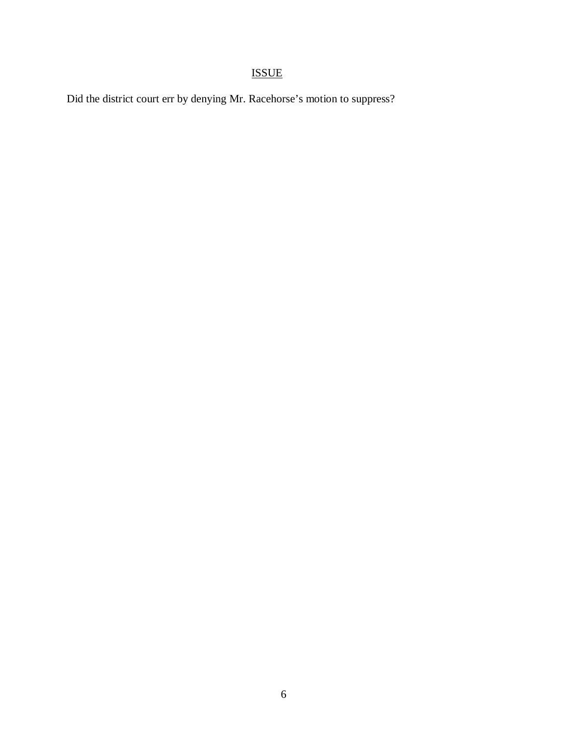## ISSUE

Did the district court err by denying Mr. Racehorse's motion to suppress?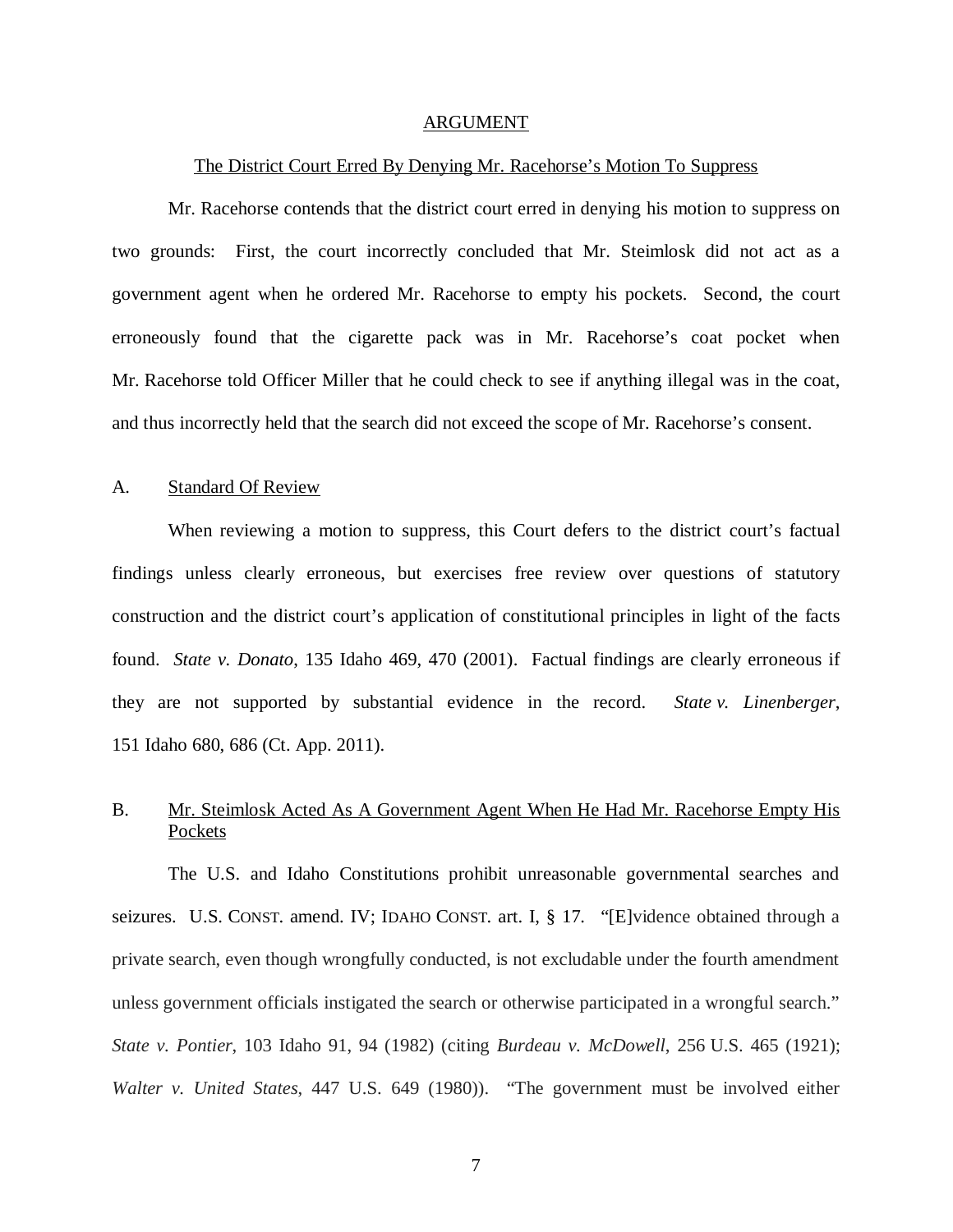## ARGUMENT

### The District Court Erred By Denying Mr. Racehorse's Motion To Suppress

Mr. Racehorse contends that the district court erred in denying his motion to suppress on two grounds: First, the court incorrectly concluded that Mr. Steimlosk did not act as a government agent when he ordered Mr. Racehorse to empty his pockets. Second, the court erroneously found that the cigarette pack was in Mr. Racehorse's coat pocket when Mr. Racehorse told Officer Miller that he could check to see if anything illegal was in the coat, and thus incorrectly held that the search did not exceed the scope of Mr. Racehorse's consent.

### A. Standard Of Review

When reviewing a motion to suppress, this Court defers to the district court's factual findings unless clearly erroneous, but exercises free review over questions of statutory construction and the district court's application of constitutional principles in light of the facts found. *State v. Donato*, 135 Idaho 469, 470 (2001). Factual findings are clearly erroneous if they are not supported by substantial evidence in the record. *State v. Linenberger*, 151 Idaho 680, 686 (Ct. App. 2011).

### B. Mr. Steimlosk Acted As A Government Agent When He Had Mr. Racehorse Empty His Pockets

The U.S. and Idaho Constitutions prohibit unreasonable governmental searches and seizures. U.S. CONST. amend. IV; IDAHO CONST. art. I, § 17. "[E]vidence obtained through a private search, even though wrongfully conducted, is not excludable under the fourth amendment unless government officials instigated the search or otherwise participated in a wrongful search." *State v. Pontier*, 103 Idaho 91, 94 (1982) (citing *Burdeau v. McDowell*, 256 U.S. 465 (1921); *Walter v. United States*, 447 U.S. 649 (1980)). "The government must be involved either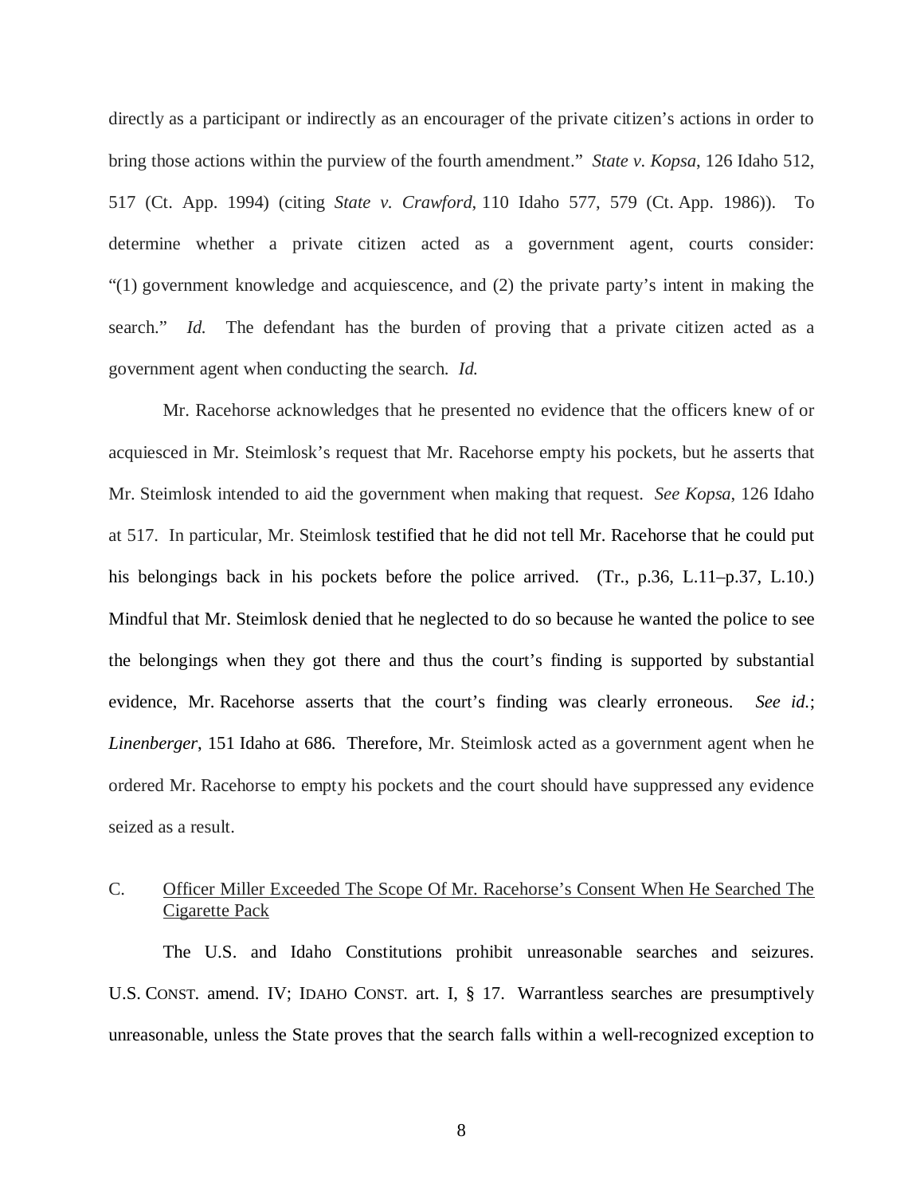directly as a participant or indirectly as an encourager of the private citizen's actions in order to bring those actions within the purview of the fourth amendment." *State v. Kopsa*, 126 Idaho 512, 517 (Ct. App. 1994) (citing *State v. Crawford*, 110 Idaho 577, 579 (Ct. App. 1986)). To determine whether a private citizen acted as a government agent, courts consider: "(1) government knowledge and acquiescence, and (2) the private party's intent in making the search." *Id.* The defendant has the burden of proving that a private citizen acted as a government agent when conducting the search. *Id.*

Mr. Racehorse acknowledges that he presented no evidence that the officers knew of or acquiesced in Mr. Steimlosk's request that Mr. Racehorse empty his pockets, but he asserts that Mr. Steimlosk intended to aid the government when making that request. *See Kopsa*, 126 Idaho at 517. In particular, Mr. Steimlosk testified that he did not tell Mr. Racehorse that he could put his belongings back in his pockets before the police arrived. (Tr., p.36, L.11–p.37, L.10.) Mindful that Mr. Steimlosk denied that he neglected to do so because he wanted the police to see the belongings when they got there and thus the court's finding is supported by substantial evidence, Mr. Racehorse asserts that the court's finding was clearly erroneous. *See id.*; *Linenberger*, 151 Idaho at 686. Therefore, Mr. Steimlosk acted as a government agent when he ordered Mr. Racehorse to empty his pockets and the court should have suppressed any evidence seized as a result.

## C. Officer Miller Exceeded The Scope Of Mr. Racehorse's Consent When He Searched The Cigarette Pack

The U.S. and Idaho Constitutions prohibit unreasonable searches and seizures. U.S. CONST. amend. IV; IDAHO CONST. art. I, § 17. Warrantless searches are presumptively unreasonable, unless the State proves that the search falls within a well-recognized exception to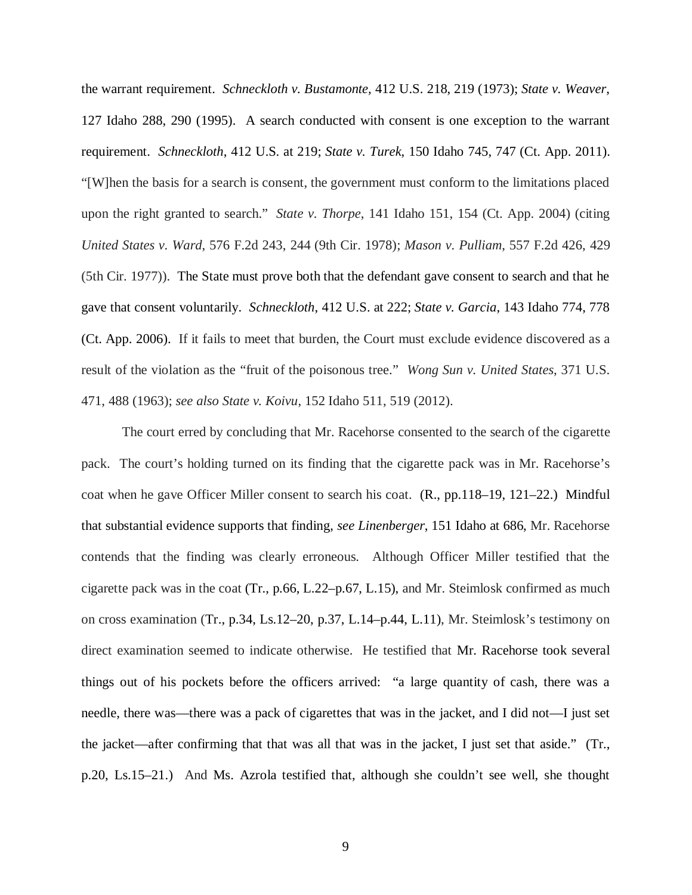the warrant requirement. *Schneckloth v. Bustamonte*, 412 U.S. 218, 219 (1973); *State v. Weaver*, 127 Idaho 288, 290 (1995). A search conducted with consent is one exception to the warrant requirement. *Schneckloth*, 412 U.S. at 219; *State v. Turek*, 150 Idaho 745, 747 (Ct. App. 2011). "[W]hen the basis for a search is consent, the government must conform to the limitations placed upon the right granted to search." *State v. Thorpe*, 141 Idaho 151, 154 (Ct. App. 2004) (citing *United States v. Ward*, 576 F.2d 243, 244 (9th Cir. 1978); *Mason v. Pulliam*, 557 F.2d 426, 429 (5th Cir. 1977)). The State must prove both that the defendant gave consent to search and that he gave that consent voluntarily. *Schneckloth*, 412 U.S. at 222; *State v. Garcia*, 143 Idaho 774, 778 (Ct. App. 2006). If it fails to meet that burden, the Court must exclude evidence discovered as a result of the violation as the "fruit of the poisonous tree." *Wong Sun v. United States*, 371 U.S. 471, 488 (1963); *see also State v. Koivu*, 152 Idaho 511, 519 (2012).

The court erred by concluding that Mr. Racehorse consented to the search of the cigarette pack. The court's holding turned on its finding that the cigarette pack was in Mr. Racehorse's coat when he gave Officer Miller consent to search his coat. (R., pp.118–19, 121–22.) Mindful that substantial evidence supports that finding, *see Linenberger*, 151 Idaho at 686, Mr. Racehorse contends that the finding was clearly erroneous. Although Officer Miller testified that the cigarette pack was in the coat (Tr., p.66, L.22–p.67, L.15), and Mr. Steimlosk confirmed as much on cross examination (Tr., p.34, Ls.12–20, p.37, L.14–p.44, L.11), Mr. Steimlosk's testimony on direct examination seemed to indicate otherwise. He testified that Mr. Racehorse took several things out of his pockets before the officers arrived: "a large quantity of cash, there was a needle, there was—there was a pack of cigarettes that was in the jacket, and I did not—I just set the jacket—after confirming that that was all that was in the jacket, I just set that aside." (Tr., p.20, Ls.15–21.) And Ms. Azrola testified that, although she couldn't see well, she thought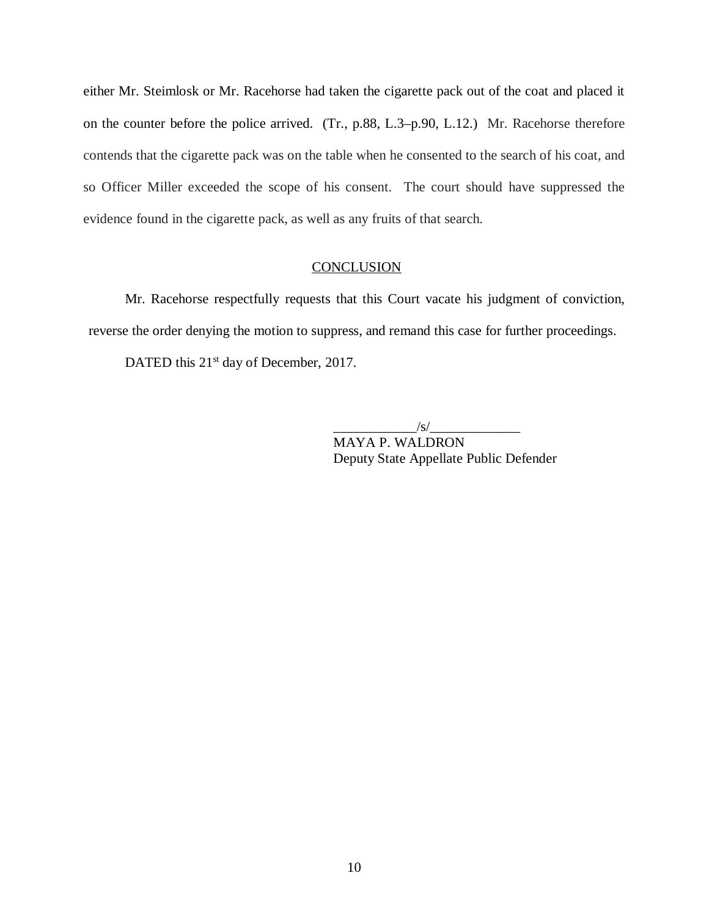either Mr. Steimlosk or Mr. Racehorse had taken the cigarette pack out of the coat and placed it on the counter before the police arrived. (Tr., p.88, L.3–p.90, L.12.) Mr. Racehorse therefore contends that the cigarette pack was on the table when he consented to the search of his coat, and so Officer Miller exceeded the scope of his consent. The court should have suppressed the evidence found in the cigarette pack, as well as any fruits of that search.

## CONCLUSION

Mr. Racehorse respectfully requests that this Court vacate his judgment of conviction, reverse the order denying the motion to suppress, and remand this case for further proceedings.

DATED this 21st day of December, 2017.

/s/
MAYA P. WALDRON
Deputy State Appellate Public Defender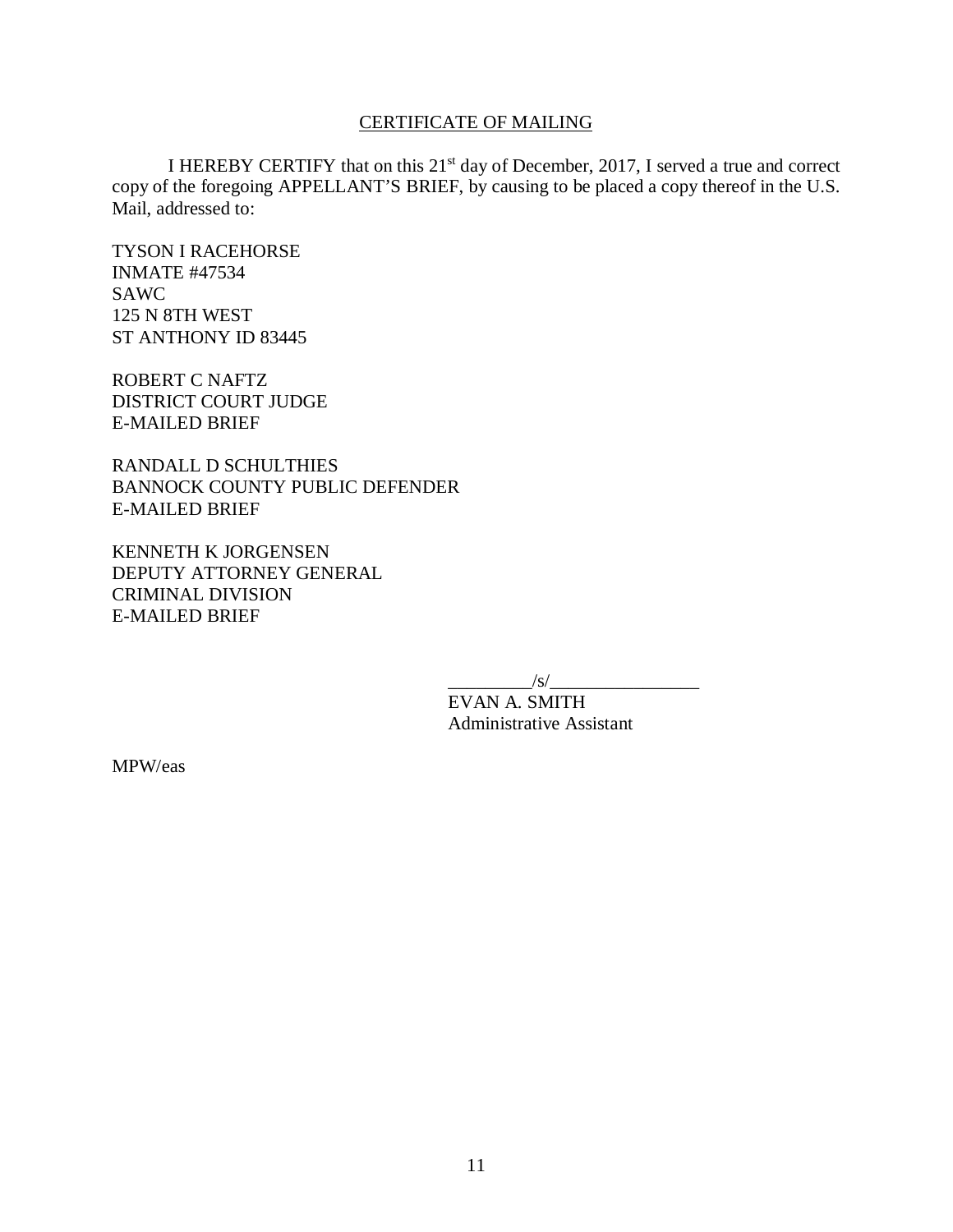## CERTIFICATE OF MAILING

I HEREBY CERTIFY that on this 21st day of December, 2017, I served a true and correct copy of the foregoing APPELLANT'S BRIEF, by causing to be placed a copy thereof in the U.S. Mail, addressed to:

TYSON I RACEHORSE
INMATE #47534
SAWC
125 N 8TH WEST
ST ANTHONY ID 83445

ROBERT C NAFTZ
DISTRICT COURT JUDGE
E-MAILED BRIEF

RANDALL D SCHULTHIES
BANNOCK COUNTY PUBLIC DEFENDER
E-MAILED BRIEF

KENNETH K JORGENSEN
DEPUTY ATTORNEY GENERAL
CRIMINAL DIVISION
E-MAILED BRIEF

_________/s/________________
EVAN A. SMITH
Administrative Assistant

MPW/eas